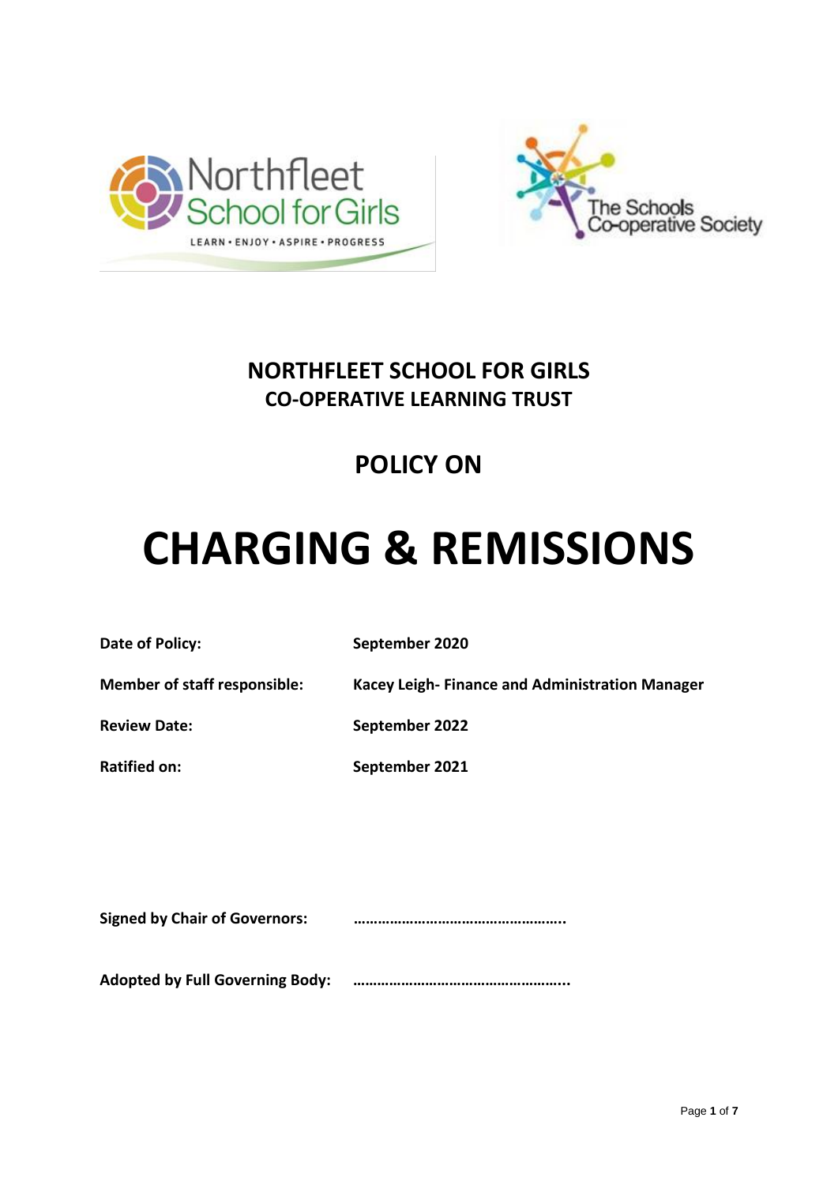# NORTHFLEET SCHOOL FOR GIRLS
## CO-OPERATIVE LEARNING TRUST

## POLICY ON

# CHARGING & REMISSIONS

**Date of Policy:** **September 2020**

**Member of staff responsible:** **Kacey Leigh- Finance and Administration Manager**

**Review Date:** **September 2022**

**Ratified on:** **September 2021**

**Signed by Chair of Governors:** **……………………………………………..**

**Adopted by Full Governing Body:** **……………………………………………...**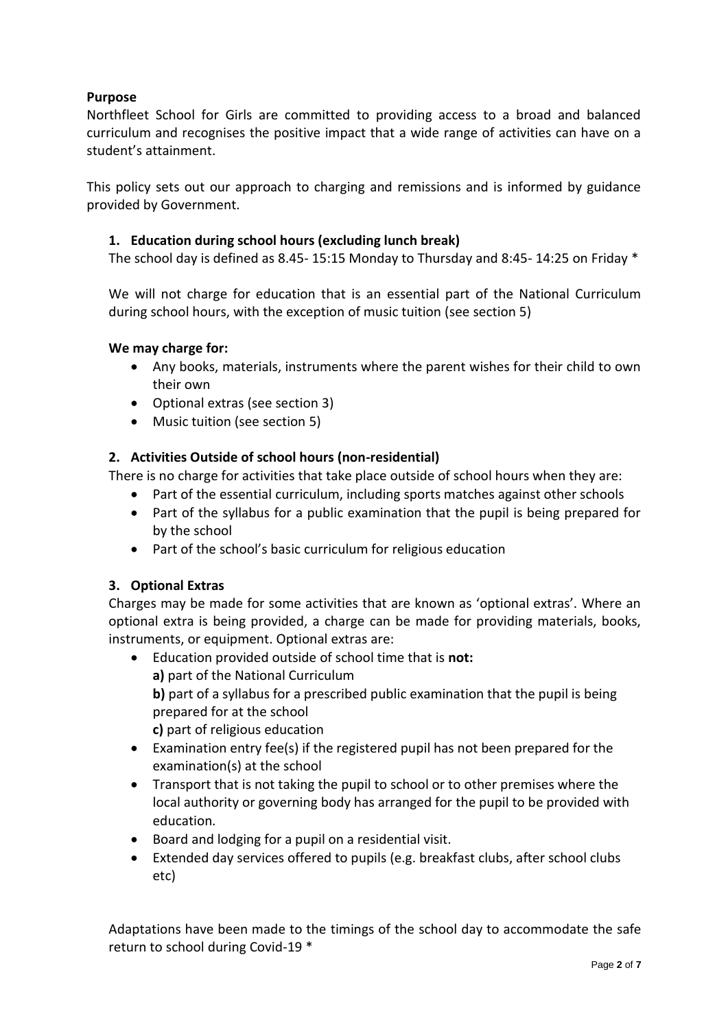**Purpose**

Northfleet School for Girls are committed to providing access to a broad and balanced curriculum and recognises the positive impact that a wide range of activities can have on a student's attainment.

This policy sets out our approach to charging and remissions and is informed by guidance provided by Government.

## 1. Education during school hours (excluding lunch break)

The school day is defined as 8.45- 15:15 Monday to Thursday and 8:45- 14:25 on Friday *

We will not charge for education that is an essential part of the National Curriculum during school hours, with the exception of music tuition (see section 5)

**We may charge for:**

- Any books, materials, instruments where the parent wishes for their child to own their own
- Optional extras (see section 3)
- Music tuition (see section 5)

## 2. Activities Outside of school hours (non-residential)

There is no charge for activities that take place outside of school hours when they are:

- Part of the essential curriculum, including sports matches against other schools
- Part of the syllabus for a public examination that the pupil is being prepared for by the school
- Part of the school's basic curriculum for religious education

## 3. Optional Extras

Charges may be made for some activities that are known as 'optional extras'. Where an optional extra is being provided, a charge can be made for providing materials, books, instruments, or equipment. Optional extras are:

- Education provided outside of school time that is **not:**
  **a)** part of the National Curriculum
  **b)** part of a syllabus for a prescribed public examination that the pupil is being prepared for at the school
  **c)** part of religious education
- Examination entry fee(s) if the registered pupil has not been prepared for the examination(s) at the school
- Transport that is not taking the pupil to school or to other premises where the local authority or governing body has arranged for the pupil to be provided with education.
- Board and lodging for a pupil on a residential visit.
- Extended day services offered to pupils (e.g. breakfast clubs, after school clubs etc)

Adaptations have been made to the timings of the school day to accommodate the safe return to school during Covid-19 *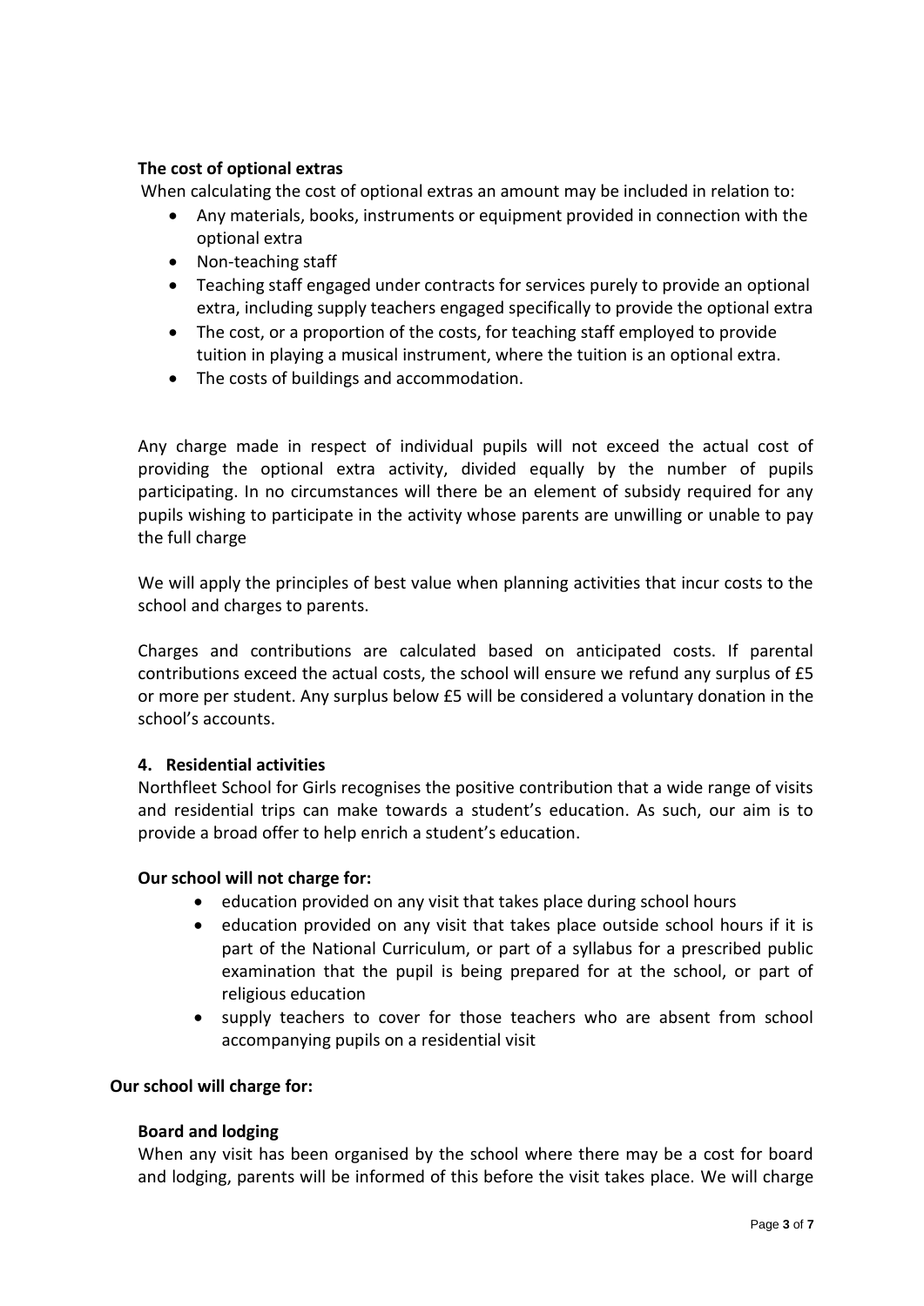**The cost of optional extras**

When calculating the cost of optional extras an amount may be included in relation to:

- Any materials, books, instruments or equipment provided in connection with the optional extra
- Non-teaching staff
- Teaching staff engaged under contracts for services purely to provide an optional extra, including supply teachers engaged specifically to provide the optional extra
- The cost, or a proportion of the costs, for teaching staff employed to provide tuition in playing a musical instrument, where the tuition is an optional extra.
- The costs of buildings and accommodation.

Any charge made in respect of individual pupils will not exceed the actual cost of providing the optional extra activity, divided equally by the number of pupils participating. In no circumstances will there be an element of subsidy required for any pupils wishing to participate in the activity whose parents are unwilling or unable to pay the full charge

We will apply the principles of best value when planning activities that incur costs to the school and charges to parents.

Charges and contributions are calculated based on anticipated costs. If parental contributions exceed the actual costs, the school will ensure we refund any surplus of £5 or more per student. Any surplus below £5 will be considered a voluntary donation in the school's accounts.

**4. Residential activities**

Northfleet School for Girls recognises the positive contribution that a wide range of visits and residential trips can make towards a student's education. As such, our aim is to provide a broad offer to help enrich a student's education.

**Our school will not charge for:**

- education provided on any visit that takes place during school hours
- education provided on any visit that takes place outside school hours if it is part of the National Curriculum, or part of a syllabus for a prescribed public examination that the pupil is being prepared for at the school, or part of religious education
- supply teachers to cover for those teachers who are absent from school accompanying pupils on a residential visit

**Our school will charge for:**

**Board and lodging**

When any visit has been organised by the school where there may be a cost for board and lodging, parents will be informed of this before the visit takes place. We will charge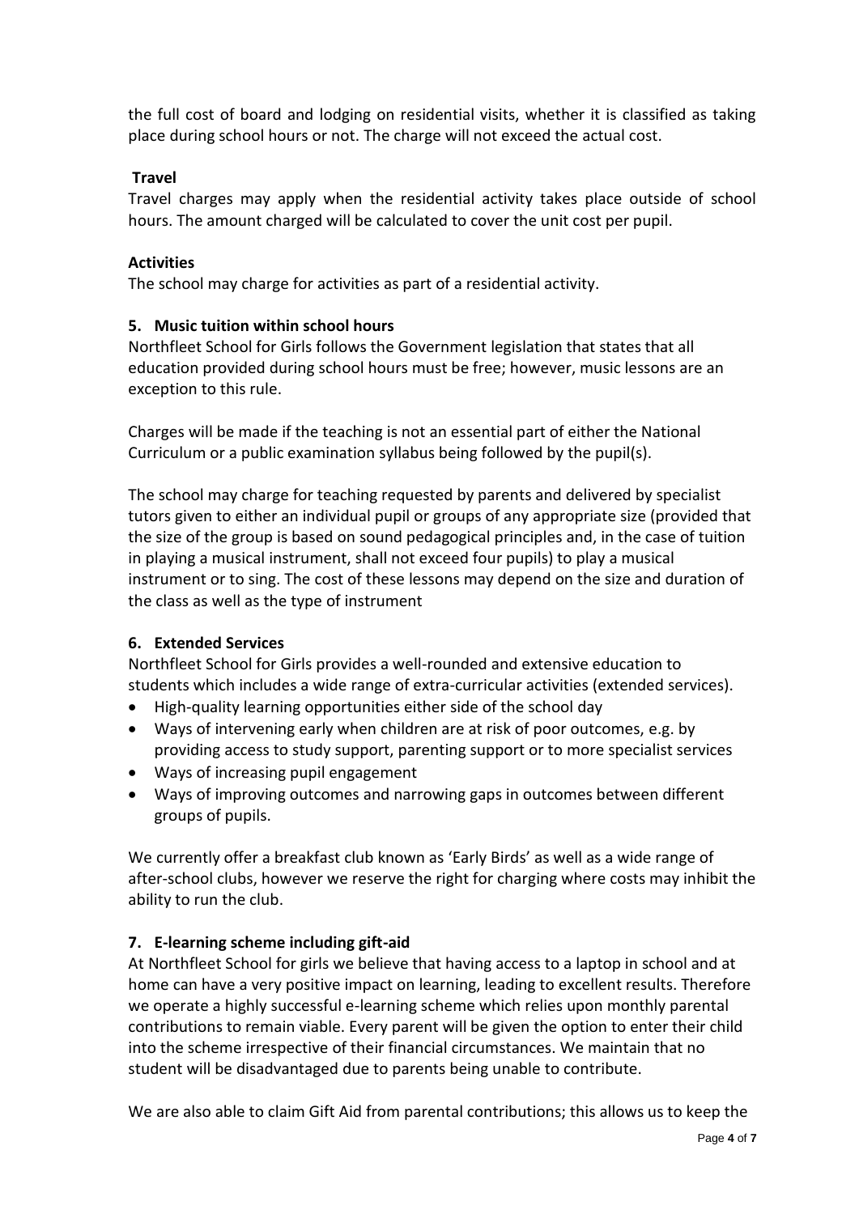the full cost of board and lodging on residential visits, whether it is classified as taking place during school hours or not. The charge will not exceed the actual cost.

**Travel**

Travel charges may apply when the residential activity takes place outside of school hours. The amount charged will be calculated to cover the unit cost per pupil.

**Activities**

The school may charge for activities as part of a residential activity.

### 5. Music tuition within school hours

Northfleet School for Girls follows the Government legislation that states that all education provided during school hours must be free; however, music lessons are an exception to this rule.

Charges will be made if the teaching is not an essential part of either the National Curriculum or a public examination syllabus being followed by the pupil(s).

The school may charge for teaching requested by parents and delivered by specialist tutors given to either an individual pupil or groups of any appropriate size (provided that the size of the group is based on sound pedagogical principles and, in the case of tuition in playing a musical instrument, shall not exceed four pupils) to play a musical instrument or to sing. The cost of these lessons may depend on the size and duration of the class as well as the type of instrument

### 6. Extended Services

Northfleet School for Girls provides a well-rounded and extensive education to students which includes a wide range of extra-curricular activities (extended services).

- High-quality learning opportunities either side of the school day
- Ways of intervening early when children are at risk of poor outcomes, e.g. by providing access to study support, parenting support or to more specialist services
- Ways of increasing pupil engagement
- Ways of improving outcomes and narrowing gaps in outcomes between different groups of pupils.

We currently offer a breakfast club known as 'Early Birds' as well as a wide range of after-school clubs, however we reserve the right for charging where costs may inhibit the ability to run the club.

### 7. E-learning scheme including gift-aid

At Northfleet School for girls we believe that having access to a laptop in school and at home can have a very positive impact on learning, leading to excellent results. Therefore we operate a highly successful e-learning scheme which relies upon monthly parental contributions to remain viable. Every parent will be given the option to enter their child into the scheme irrespective of their financial circumstances. We maintain that no student will be disadvantaged due to parents being unable to contribute.

We are also able to claim Gift Aid from parental contributions; this allows us to keep the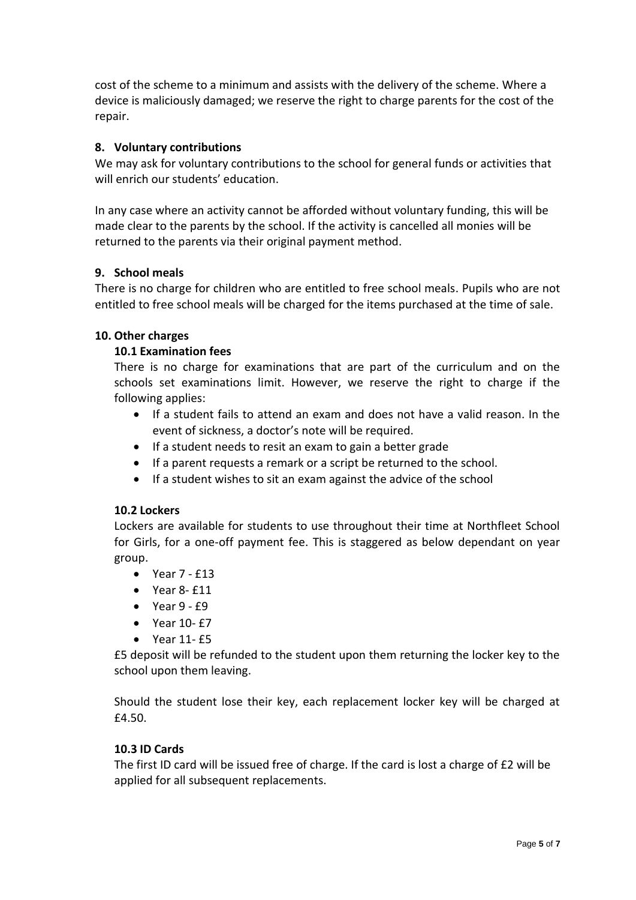cost of the scheme to a minimum and assists with the delivery of the scheme. Where a device is maliciously damaged; we reserve the right to charge parents for the cost of the repair.

## 8. Voluntary contributions

We may ask for voluntary contributions to the school for general funds or activities that will enrich our students' education.

In any case where an activity cannot be afforded without voluntary funding, this will be made clear to the parents by the school. If the activity is cancelled all monies will be returned to the parents via their original payment method.

## 9. School meals

There is no charge for children who are entitled to free school meals. Pupils who are not entitled to free school meals will be charged for the items purchased at the time of sale.

## 10. Other charges

### 10.1 Examination fees

There is no charge for examinations that are part of the curriculum and on the schools set examinations limit. However, we reserve the right to charge if the following applies:

- If a student fails to attend an exam and does not have a valid reason. In the event of sickness, a doctor's note will be required.
- If a student needs to resit an exam to gain a better grade
- If a parent requests a remark or a script be returned to the school.
- If a student wishes to sit an exam against the advice of the school

### 10.2 Lockers

Lockers are available for students to use throughout their time at Northfleet School for Girls, for a one-off payment fee. This is staggered as below dependant on year group.

- Year 7 - £13
- Year 8- £11
- Year 9 - £9
- Year 10- £7
- Year 11- £5

£5 deposit will be refunded to the student upon them returning the locker key to the school upon them leaving.

Should the student lose their key, each replacement locker key will be charged at £4.50.

### 10.3 ID Cards

The first ID card will be issued free of charge. If the card is lost a charge of £2 will be applied for all subsequent replacements.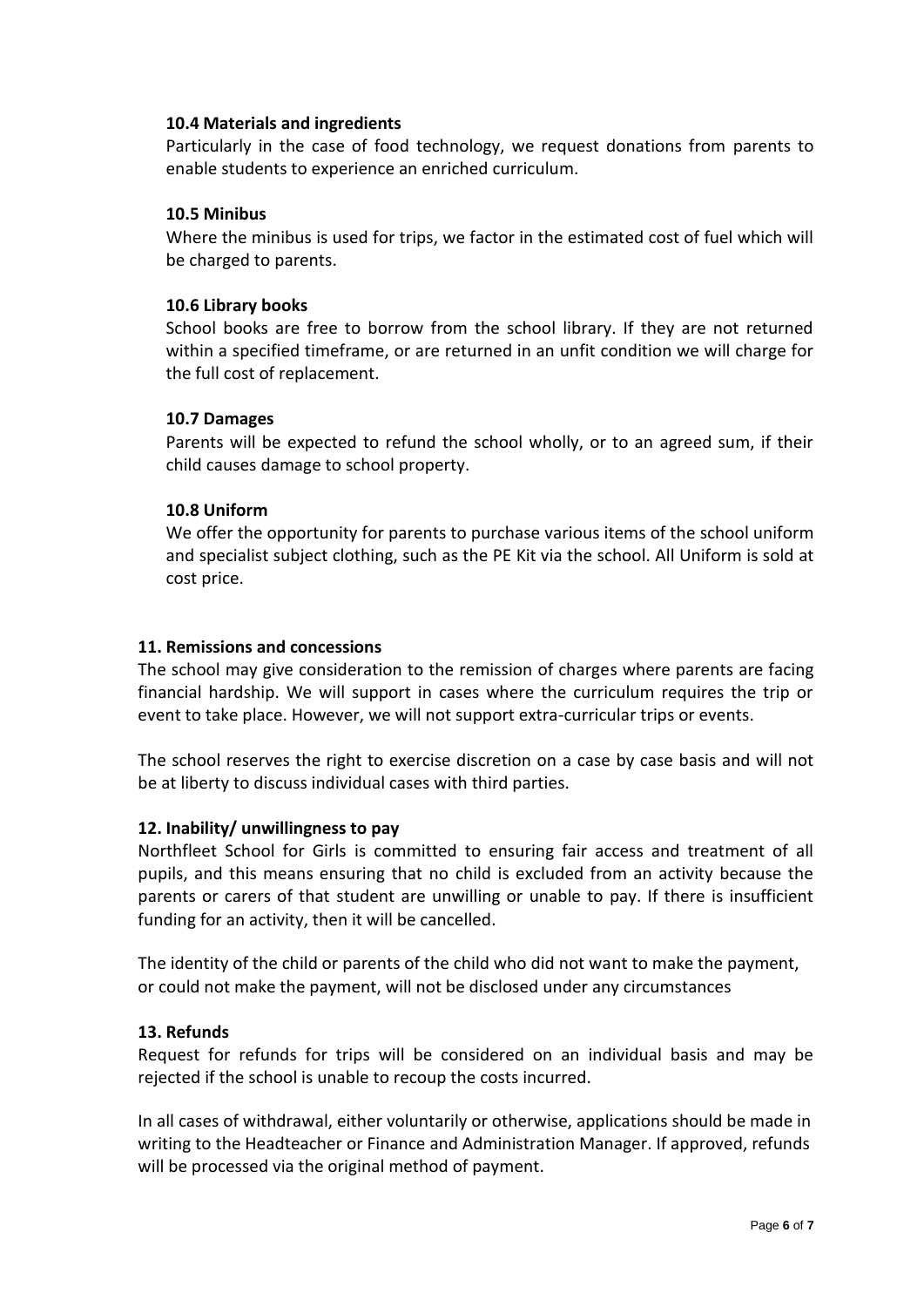### 10.4 Materials and ingredients

Particularly in the case of food technology, we request donations from parents to enable students to experience an enriched curriculum.

### 10.5 Minibus

Where the minibus is used for trips, we factor in the estimated cost of fuel which will be charged to parents.

### 10.6 Library books

School books are free to borrow from the school library. If they are not returned within a specified timeframe, or are returned in an unfit condition we will charge for the full cost of replacement.

### 10.7 Damages

Parents will be expected to refund the school wholly, or to an agreed sum, if their child causes damage to school property.

### 10.8 Uniform

We offer the opportunity for parents to purchase various items of the school uniform and specialist subject clothing, such as the PE Kit via the school. All Uniform is sold at cost price.

## 11. Remissions and concessions

The school may give consideration to the remission of charges where parents are facing financial hardship. We will support in cases where the curriculum requires the trip or event to take place. However, we will not support extra-curricular trips or events.

The school reserves the right to exercise discretion on a case by case basis and will not be at liberty to discuss individual cases with third parties.

## 12. Inability/ unwillingness to pay

Northfleet School for Girls is committed to ensuring fair access and treatment of all pupils, and this means ensuring that no child is excluded from an activity because the parents or carers of that student are unwilling or unable to pay. If there is insufficient funding for an activity, then it will be cancelled.

The identity of the child or parents of the child who did not want to make the payment, or could not make the payment, will not be disclosed under any circumstances

## 13. Refunds

Request for refunds for trips will be considered on an individual basis and may be rejected if the school is unable to recoup the costs incurred.

In all cases of withdrawal, either voluntarily or otherwise, applications should be made in writing to the Headteacher or Finance and Administration Manager. If approved, refunds will be processed via the original method of payment.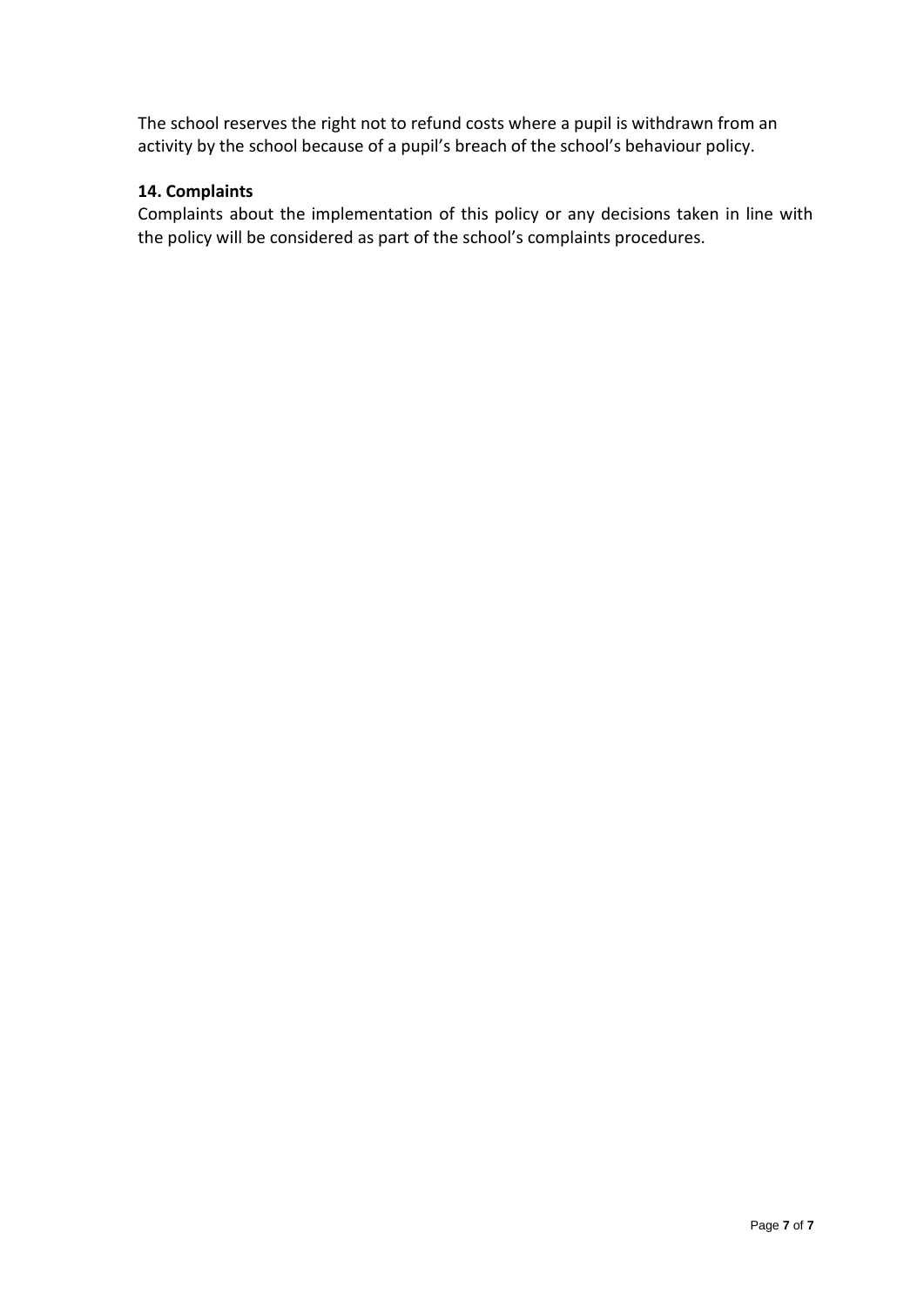The school reserves the right not to refund costs where a pupil is withdrawn from an activity by the school because of a pupil's breach of the school's behaviour policy.

**14. Complaints**

Complaints about the implementation of this policy or any decisions taken in line with the policy will be considered as part of the school's complaints procedures.